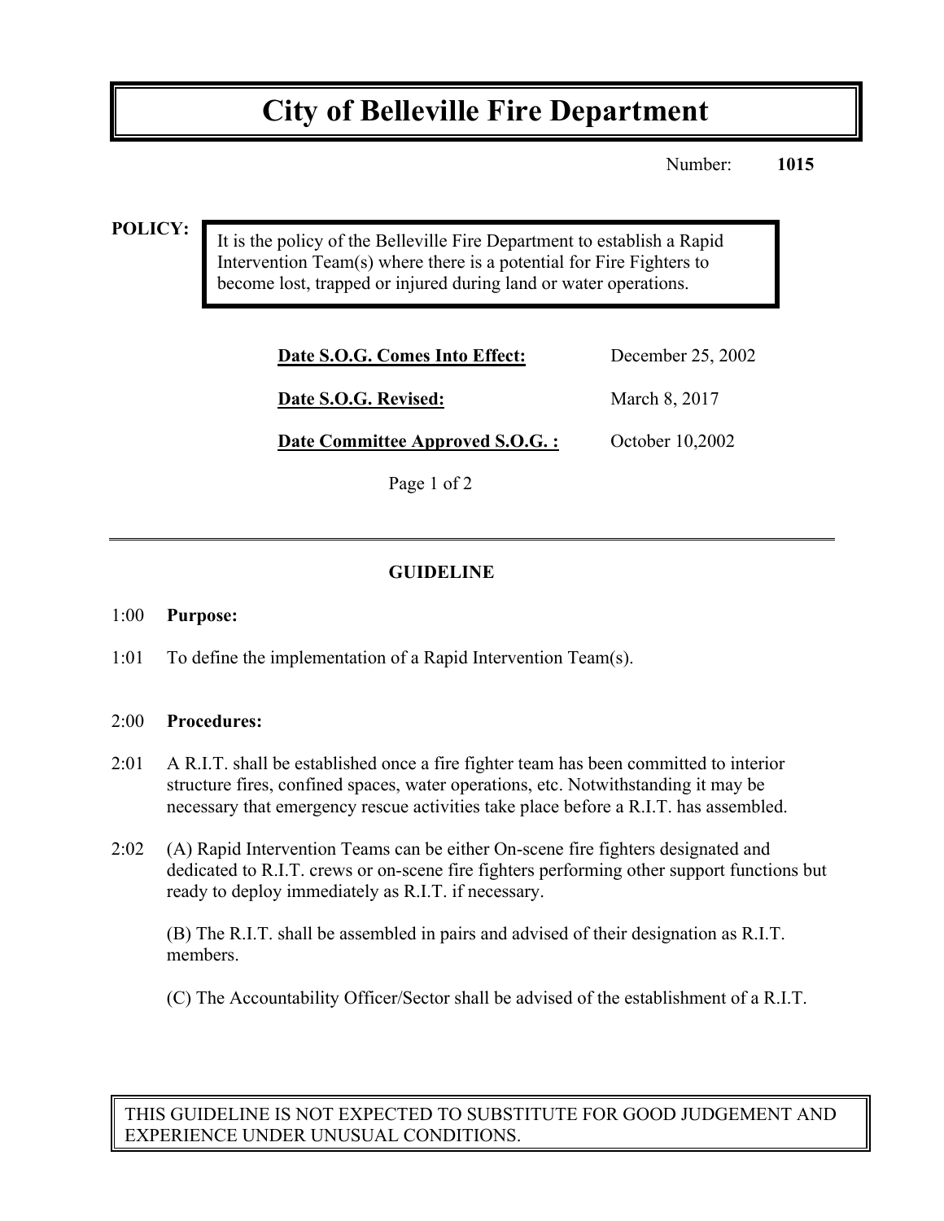// City of Belleville Fire Department

Number: **1015**

**POLICY:**

It is the policy of the Belleville Fire Department to establish a Rapid Intervention Team(s) where there is a potential for Fire Fighters to become lost, trapped or injured during land or water operations.

| | |
|---|---|
| **Date S.O.G. Comes Into Effect:** | December 25, 2002 |
| **Date S.O.G. Revised:** | March 8, 2017 |
| **Date Committee Approved S.O.G. :** | October 10,2002 |

## GUIDELINE

1:00 **Purpose:**

1:01 To define the implementation of a Rapid Intervention Team(s).

2:00 **Procedures:**

2:01 A R.I.T. shall be established once a fire fighter team has been committed to interior structure fires, confined spaces, water operations, etc. Notwithstanding it may be necessary that emergency rescue activities take place before a R.I.T. has assembled.

2:02 (A) Rapid Intervention Teams can be either On-scene fire fighters designated and dedicated to R.I.T. crews or on-scene fire fighters performing other support functions but ready to deploy immediately as R.I.T. if necessary.

(B) The R.I.T. shall be assembled in pairs and advised of their designation as R.I.T. members.

(C) The Accountability Officer/Sector shall be advised of the establishment of a R.I.T.

THIS GUIDELINE IS NOT EXPECTED TO SUBSTITUTE FOR GOOD JUDGEMENT AND EXPERIENCE UNDER UNUSUAL CONDITIONS.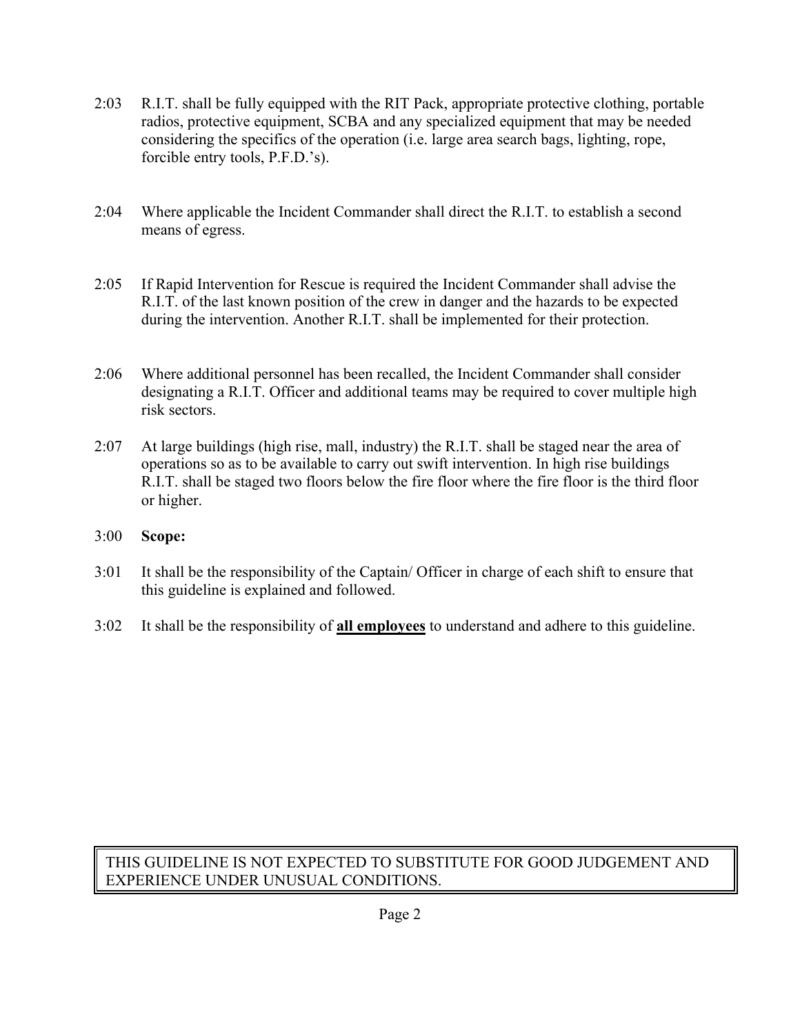2:03 R.I.T. shall be fully equipped with the RIT Pack, appropriate protective clothing, portable radios, protective equipment, SCBA and any specialized equipment that may be needed considering the specifics of the operation (i.e. large area search bags, lighting, rope, forcible entry tools, P.F.D.'s).

2:04 Where applicable the Incident Commander shall direct the R.I.T. to establish a second means of egress.

2:05 If Rapid Intervention for Rescue is required the Incident Commander shall advise the R.I.T. of the last known position of the crew in danger and the hazards to be expected during the intervention. Another R.I.T. shall be implemented for their protection.

2:06 Where additional personnel has been recalled, the Incident Commander shall consider designating a R.I.T. Officer and additional teams may be required to cover multiple high risk sectors.

2:07 At large buildings (high rise, mall, industry) the R.I.T. shall be staged near the area of operations so as to be available to carry out swift intervention. In high rise buildings R.I.T. shall be staged two floors below the fire floor where the fire floor is the third floor or higher.

3:00 **Scope:**

3:01 It shall be the responsibility of the Captain/ Officer in charge of each shift to ensure that this guideline is explained and followed.

3:02 It shall be the responsibility of **all employees** to understand and adhere to this guideline.

THIS GUIDELINE IS NOT EXPECTED TO SUBSTITUTE FOR GOOD JUDGEMENT AND EXPERIENCE UNDER UNUSUAL CONDITIONS.